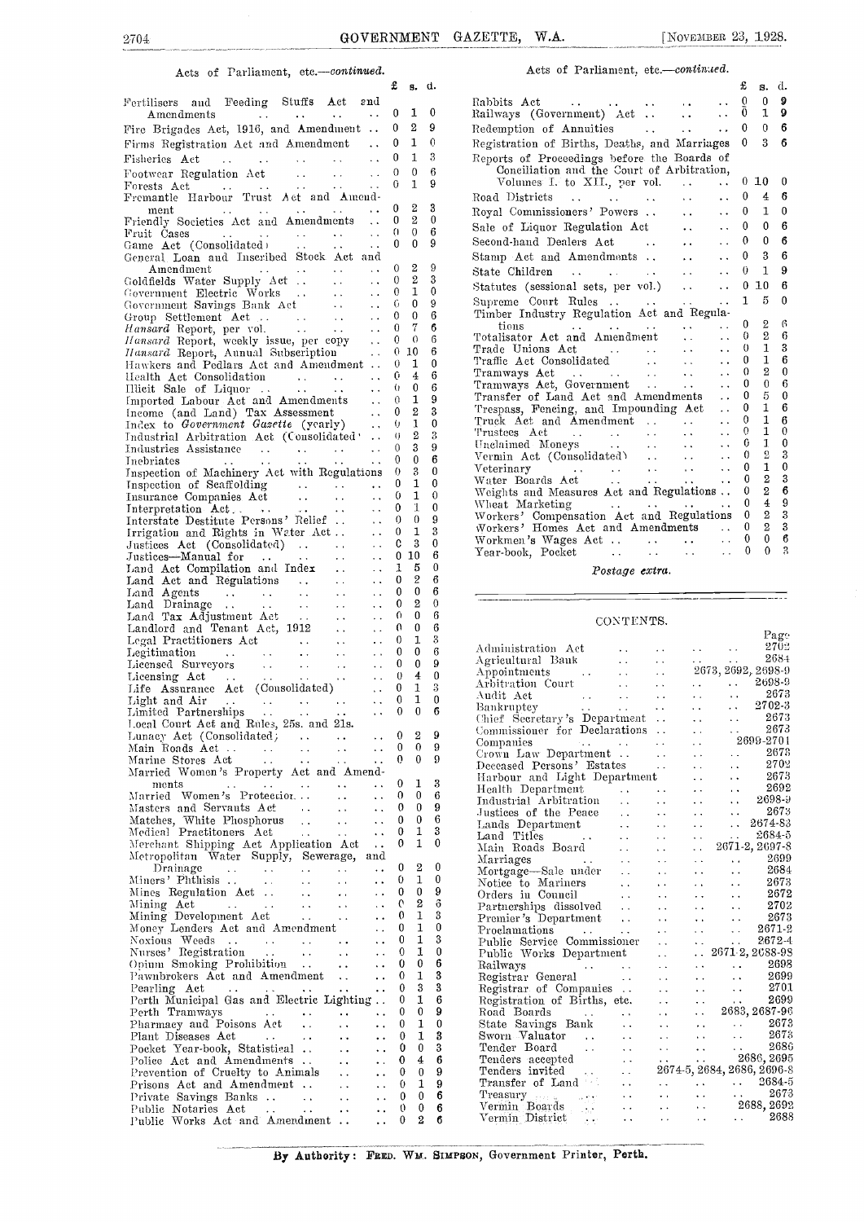## Acts of Parliament, etc.—*continued.*

| | £ | s. | d. |
|---|---|---|---|
| Fertilisers and Feeding Stuffs Act and Amendments | 0 | 1 | 0 |
| Fire Brigades Act, 1916, and Amendment | 0 | 2 | 9 |
| Firms Registration Act and Amendment | 0 | 1 | 0 |
| Fisheries Act | 0 | 1 | 3 |
| Footwear Regulation Act | 0 | 0 | 6 |
| Forests Act | 0 | 1 | 9 |
| Fremantle Harbour Trust Act and Amendment | 0 | 2 | 3 |
| Friendly Societies Act and Amendments | 0 | 2 | 0 |
| Fruit Cases | 0 | 0 | 6 |
| Game Act (Consolidated) | 0 | 0 | 9 |
| General Loan and Inscribed Stock Act and Amendment | 0 | 2 | 9 |
| Goldfields Water Supply Act | 0 | 2 | 3 |
| Government Electric Works | 0 | 1 | 0 |
| Government Savings Bank Act | 0 | 0 | 9 |
| Group Settlement Act | 0 | 0 | 6 |
| *Hansard* Report, per vol. | 0 | 7 | 6 |
| *Hansard* Report, weekly issue, per copy | 0 | 0 | 6 |
| *Hansard* Report, Annual Subscription | 0 | 10 | 6 |
| Hawkers and Pedlars Act and Amendment | 0 | 1 | 0 |
| Health Act Consolidation | 0 | 4 | 6 |
| Illicit Sale of Liquor | 0 | 0 | 6 |
| Imported Labour Act and Amendments | 0 | 1 | 9 |
| Income (and Land) Tax Assessment | 0 | 2 | 3 |
| Index to *Government Gazette* (yearly) | 0 | 1 | 0 |
| Industrial Arbitration Act (Consolidated) | 0 | 2 | 3 |
| Industries Assistance | 0 | 3 | 9 |
| Inebriates | 0 | 0 | 6 |
| Inspection of Machinery Act with Regulations | 0 | 3 | 0 |
| Inspection of Scaffolding | 0 | 1 | 0 |
| Insurance Companies Act | 0 | 1 | 0 |
| Interpretation Act | 0 | 1 | 0 |
| Interstate Destitute Persons' Relief | 0 | 0 | 9 |
| Irrigation and Rights in Water Act | 0 | 1 | 3 |
| Justices Act (Consolidated) | 0 | 3 | 0 |
| Justices—Manual for | 0 | 10 | 6 |
| Land Act Compilation and Index | 1 | 5 | 0 |
| Land Act and Regulations | 0 | 2 | 6 |
| Land Agents | 0 | 0 | 6 |
| Land Drainage | 0 | 2 | 0 |
| Land Tax Adjustment Act | 0 | 0 | 6 |
| Landlord and Tenant Act, 1912 | 0 | 0 | 6 |
| Legal Practitioners Act | 0 | 1 | 3 |
| Legitimation | 0 | 0 | 6 |
| Licensed Surveyors | 0 | 0 | 9 |
| Licensing Act | 0 | 4 | 0 |
| Life Assurance Act (Consolidated) | 0 | 1 | 3 |
| Light and Air | 0 | 1 | 0 |
| Limited Partnerships | 0 | 0 | 6 |
| Local Court Act and Rules, 25s. and 21s. | | | |
| Lunacy Act (Consolidated) | 0 | 2 | 9 |
| Main Roads Act | 0 | 0 | 9 |
| Marine Stores Act | 0 | 0 | 9 |
| Married Women's Property Act and Amendments | 0 | 1 | 3 |
| Married Women's Protection | 0 | 0 | 6 |
| Masters and Servants Act | 0 | 0 | 9 |
| Matches, White Phosphorus | 0 | 0 | 6 |
| Medical Practitoners Act | 0 | 1 | 3 |
| Merchant Shipping Act Application Act | 0 | 1 | 0 |
| Metropolitan Water Supply, Sewerage, and Drainage | 0 | 2 | 0 |
| Miners' Phthisis | 0 | 1 | 0 |
| Mines Regulation Act | 0 | 0 | 9 |
| Mining Act | 0 | 2 | 6 |
| Mining Development Act | 0 | 1 | 3 |
| Money Lenders Act and Amendment | 0 | 1 | 0 |
| Noxious Weeds | 0 | 1 | 3 |
| Nurses' Registration | 0 | 1 | 0 |
| Opium Smoking Prohibition | 0 | 0 | 6 |
| Pawnbrokers Act and Amendment | 0 | 1 | 3 |
| Pearling Act | 0 | 3 | 3 |
| Perth Municipal Gas and Electric Lighting | 0 | 1 | 6 |
| Perth Tramways | 0 | 0 | 9 |
| Pharmacy and Poisons Act | 0 | 1 | 0 |
| Plant Diseases Act | 0 | 1 | 3 |
| Pocket Year-book, Statistical | 0 | 0 | 3 |
| Police Act and Amendments | 0 | 4 | 6 |
| Prevention of Cruelty to Animals | 0 | 0 | 9 |
| Prisons Act and Amendment | 0 | 1 | 9 |
| Private Savings Banks | 0 | 0 | 6 |
| Public Notaries Act | 0 | 0 | 6 |
| Public Works Act and Amendment | 0 | 2 | 6 |
| Rabbits Act | 0 | 0 | 9 |
| Railways (Government) Act | 0 | 1 | 9 |
| Redemption of Annuities | 0 | 0 | 6 |
| Registration of Births, Deaths, and Marriages | 0 | 3 | 6 |
| Reports of Proceedings before the Boards of Conciliation and the Court of Arbitration, Volumes I. to XII., per vol. | 0 | 10 | 0 |
| Road Districts | 0 | 4 | 6 |
| Royal Commissioners' Powers | 0 | 1 | 0 |
| Sale of Liquor Regulation Act | 0 | 0 | 6 |
| Second-hand Dealers Act | 0 | 0 | 6 |
| Stamp Act and Amendments | 0 | 3 | 6 |
| State Children | 0 | 1 | 9 |
| Statutes (sessional sets, per vol.) | 0 | 10 | 6 |
| Supreme Court Rules | 1 | 5 | 0 |
| Timber Industry Regulation Act and Regulations | 0 | 2 | 6 |
| Totalisator Act and Amendment | 0 | 2 | 6 |
| Trade Unions Act | 0 | 1 | 3 |
| Traffic Act Consolidated | 0 | 1 | 6 |
| Tramways Act | 0 | 2 | 0 |
| Tramways Act, Government | 0 | 0 | 6 |
| Transfer of Land Act and Amendments | 0 | 5 | 0 |
| Trespass, Fencing, and Impounding Act | 0 | 1 | 6 |
| Truck Act and Amendment | 0 | 1 | 6 |
| Trustees Act | 0 | 1 | 0 |
| Unclaimed Moneys | 0 | 1 | 0 |
| Vermin Act (Consolidated) | 0 | 2 | 3 |
| Veterinary | 0 | 1 | 0 |
| Water Boards Act | 0 | 2 | 3 |
| Weights and Measures Act and Regulations | 0 | 2 | 6 |
| Wheat Marketing | 0 | 4 | 9 |
| Workers' Compensation Act and Regulations | 0 | 2 | 3 |
| Workers' Homes Act and Amendments | 0 | 2 | 3 |
| Workmen's Wages Act | 0 | 0 | 6 |
| Year-book, Pocket | 0 | 0 | 3 |

*Postage extra.*

## CONTENTS.

| | Page |
|---|---|
| Administration Act | 2702 |
| Agricultural Bank | 2684 |
| Appointments | 2673, 2692, 2698-9 |
| Arbitration Court | 2698-9 |
| Audit Act | 2673 |
| Bankruptcy | 2702-3 |
| Chief Secretary's Department | 2673 |
| Commissioner for Declarations | 2673 |
| Companies | 2699-2701 |
| Crown Law Department | 2673 |
| Deceased Persons' Estates | 2702 |
| Harbour and Light Department | 2673 |
| Health Department | 2692 |
| Industrial Arbitration | 2698-9 |
| Justices of the Peace | 2673 |
| Lands Department | 2674-83 |
| Land Titles | 2684-5 |
| Main Roads Board | 2671-2, 2697-8 |
| Marriages | 2699 |
| Mortgage—Sale under | 2684 |
| Notice to Mariners | 2673 |
| Orders in Council | 2672 |
| Partnerships dissolved | 2702 |
| Premier's Department | 2673 |
| Proclamations | 2671-2 |
| Public Service Commissioner | 2672-4 |
| Public Works Department | 2671-2, 2688-98 |
| Railways | 2698 |
| Registrar General | 2699 |
| Registrar of Companies | 2701 |
| Registration of Births, etc. | 2699 |
| Road Boards | 2683, 2687-96 |
| State Savings Bank | 2673 |
| Sworn Valuator | 2673 |
| Tender Board | 2686 |
| Tenders accepted | 2686, 2695 |
| Tenders invited | 2674-5, 2684, 2686, 2696-8 |
| Transfer of Land | 2684-5 |
| Treasury | 2673 |
| Vermin Boards | 2688, 2692 |
| Vermin District | 2688 |

**By Authority: FRED. WM. SIMPSON, Government Printer, Perth.**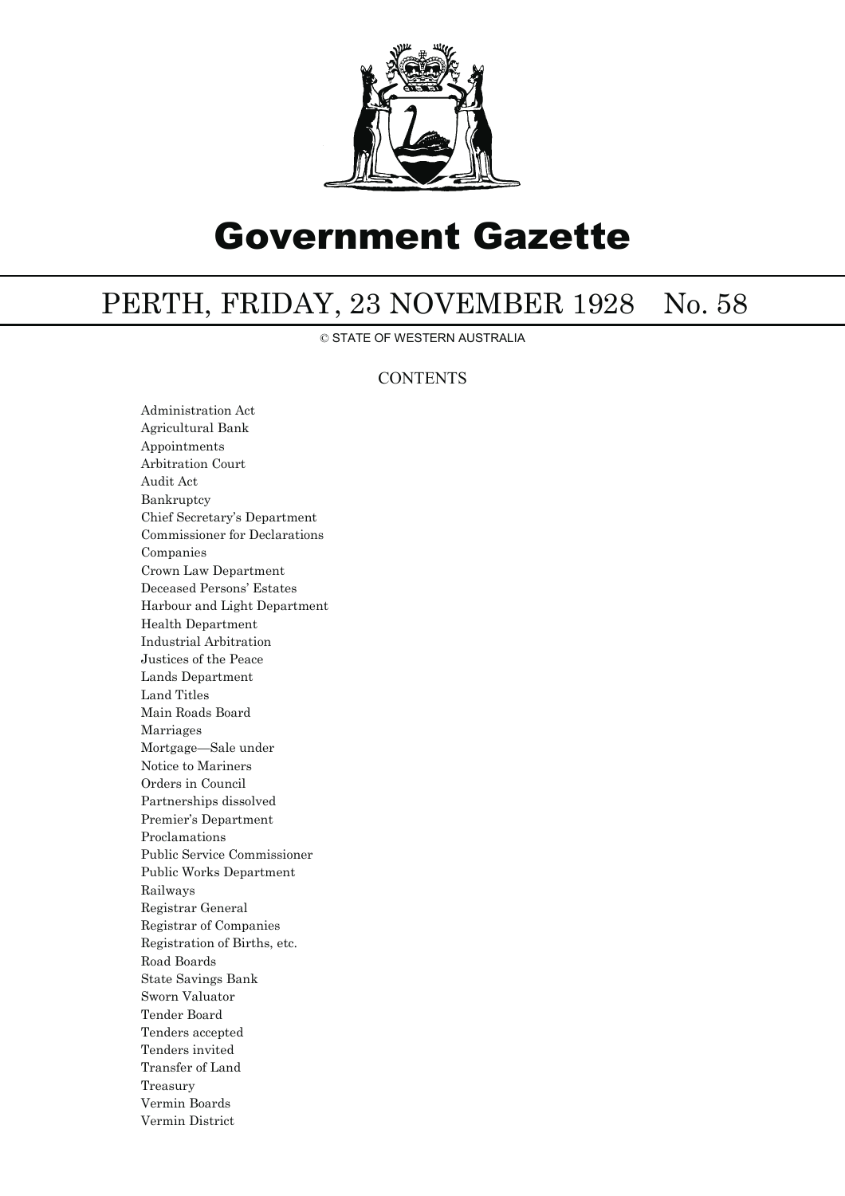# Government Gazette

## PERTH, FRIDAY, 23 NOVEMBER 1928 No. 58

© STATE OF WESTERN AUSTRALIA

### CONTENTS

Administration Act
Agricultural Bank
Appointments
Arbitration Court
Audit Act
Bankruptcy
Chief Secretary's Department
Commissioner for Declarations
Companies
Crown Law Department
Deceased Persons' Estates
Harbour and Light Department
Health Department
Industrial Arbitration
Justices of the Peace
Lands Department
Land Titles
Main Roads Board
Marriages
Mortgage—Sale under
Notice to Mariners
Orders in Council
Partnerships dissolved
Premier's Department
Proclamations
Public Service Commissioner
Public Works Department
Railways
Registrar General
Registrar of Companies
Registration of Births, etc.
Road Boards
State Savings Bank
Sworn Valuator
Tender Board
Tenders accepted
Tenders invited
Transfer of Land
Treasury
Vermin Boards
Vermin District